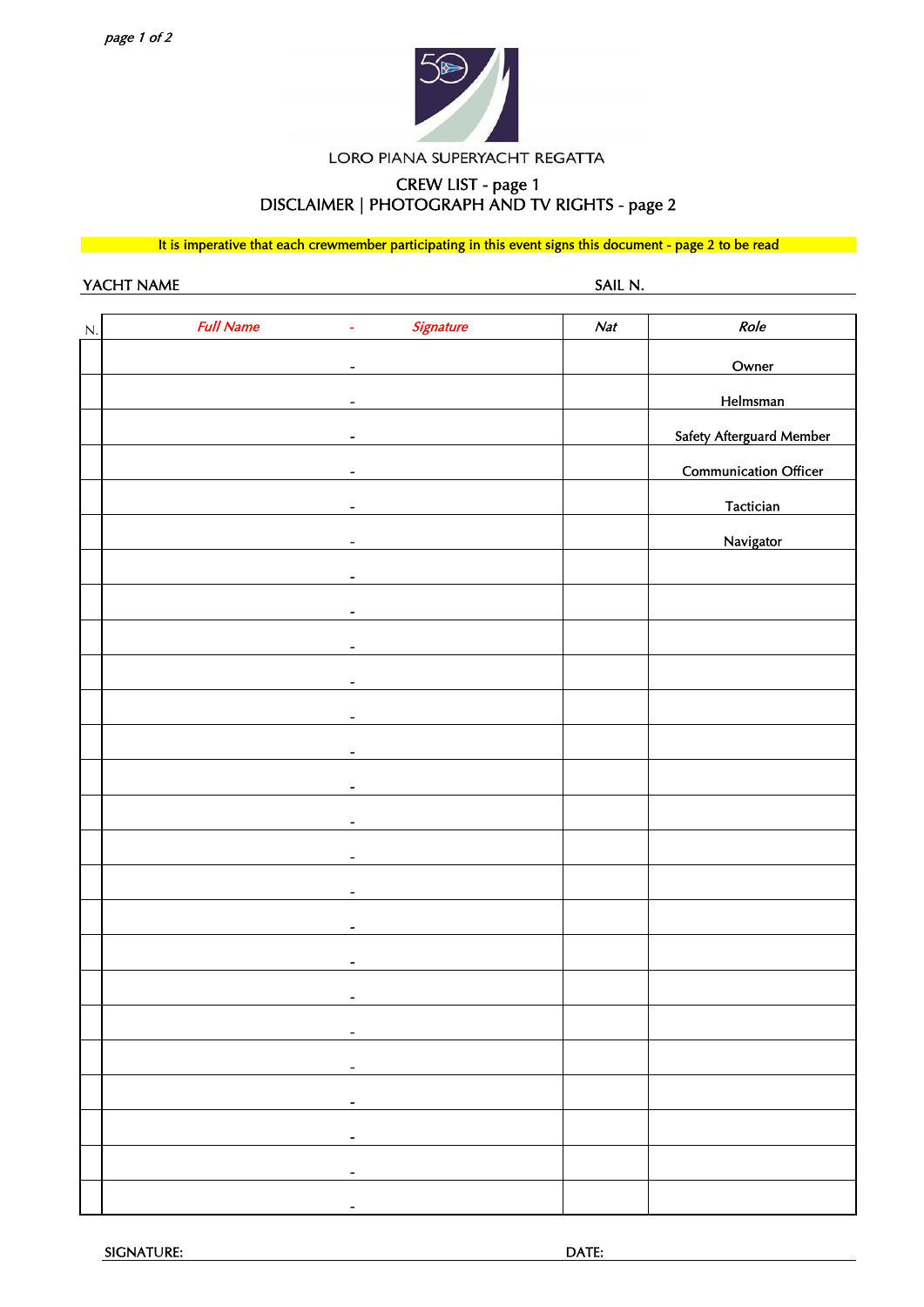LORO PIANA SUPERYACHT REGATTA

# CREW LIST - page 1
# DISCLAIMER | PHOTOGRAPH AND TV RIGHTS - page 2

**It is imperative that each crewmember participating in this event signs this document - page 2 to be read**

YACHT NAME SAIL N.

| N. | *Full Name - Signature* | *Nat* | *Role* |
|---|---|---|---|
| | - | | Owner |
| | - | | Helmsman |
| | - | | Safety Afterguard Member |
| | - | | Communication Officer |
| | - | | Tactician |
| | - | | Navigator |
| | - | | |
| | - | | |
| | - | | |
| | - | | |
| | - | | |
| | - | | |
| | - | | |
| | - | | |
| | - | | |
| | - | | |
| | - | | |
| | - | | |
| | - | | |
| | - | | |
| | - | | |
| | - | | |
| | - | | |
| | - | | |
| | - | | |
| | - | | |

SIGNATURE: DATE: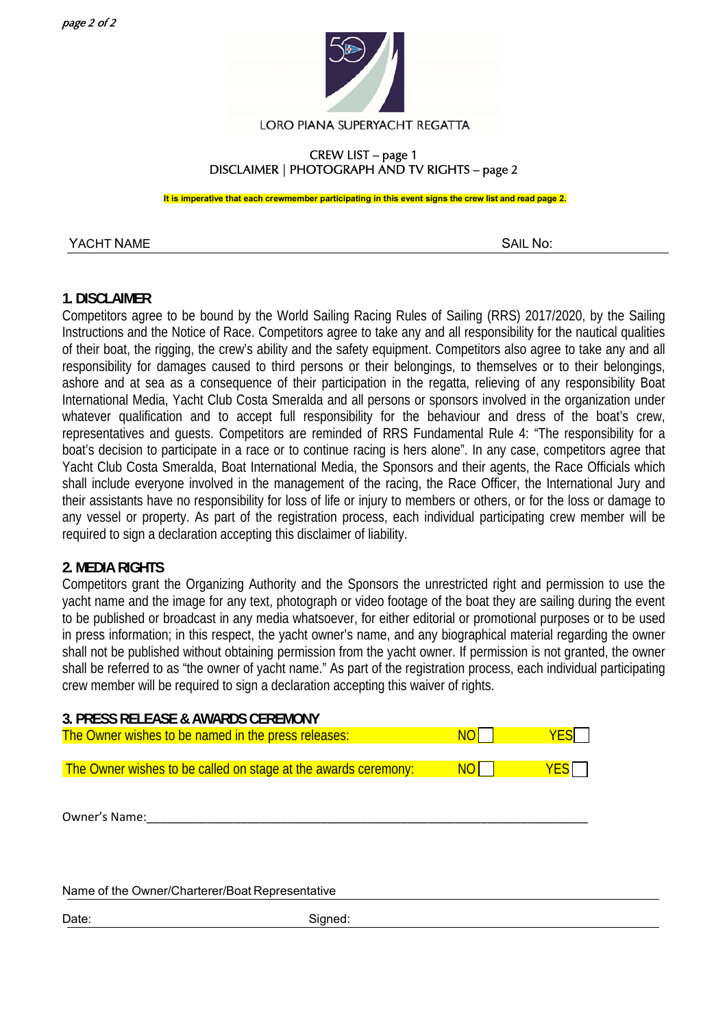LORO PIANA SUPERYACHT REGATTA

CREW LIST – page 1
DISCLAIMER | PHOTOGRAPH AND TV RIGHTS – page 2

**It is imperative that each crewmember participating in this event signs the crew list and read page 2.**

YACHT NAME SAIL No:

## 1. DISCLAIMER

Competitors agree to be bound by the World Sailing Racing Rules of Sailing (RRS) 2017/2020, by the Sailing Instructions and the Notice of Race. Competitors agree to take any and all responsibility for the nautical qualities of their boat, the rigging, the crew's ability and the safety equipment. Competitors also agree to take any and all responsibility for damages caused to third persons or their belongings, to themselves or to their belongings, ashore and at sea as a consequence of their participation in the regatta, relieving of any responsibility Boat International Media, Yacht Club Costa Smeralda and all persons or sponsors involved in the organization under whatever qualification and to accept full responsibility for the behaviour and dress of the boat's crew, representatives and guests. Competitors are reminded of RRS Fundamental Rule 4: "The responsibility for a boat's decision to participate in a race or to continue racing is hers alone". In any case, competitors agree that Yacht Club Costa Smeralda, Boat International Media, the Sponsors and their agents, the Race Officials which shall include everyone involved in the management of the racing, the Race Officer, the International Jury and their assistants have no responsibility for loss of life or injury to members or others, or for the loss or damage to any vessel or property. As part of the registration process, each individual participating crew member will be required to sign a declaration accepting this disclaimer of liability.

## 2. MEDIA RIGHTS

Competitors grant the Organizing Authority and the Sponsors the unrestricted right and permission to use the yacht name and the image for any text, photograph or video footage of the boat they are sailing during the event to be published or broadcast in any media whatsoever, for either editorial or promotional purposes or to be used in press information; in this respect, the yacht owner's name, and any biographical material regarding the owner shall not be published without obtaining permission from the yacht owner. If permission is not granted, the owner shall be referred to as "the owner of yacht name." As part of the registration process, each individual participating crew member will be required to sign a declaration accepting this waiver of rights.

## 3. PRESS RELEASE & AWARDS CEREMONY

The Owner wishes to be named in the press releases: NO ☐ YES ☐

The Owner wishes to be called on stage at the awards ceremony: NO ☐ YES ☐

Owner's Name:\_\_\_\_\_\_\_\_\_\_\_\_\_\_\_\_\_\_\_\_\_\_\_\_\_\_\_\_\_\_\_\_\_\_\_\_\_\_\_\_\_\_\_\_\_\_\_\_

Name of the Owner/Charterer/Boat Representative

Date: Signed: